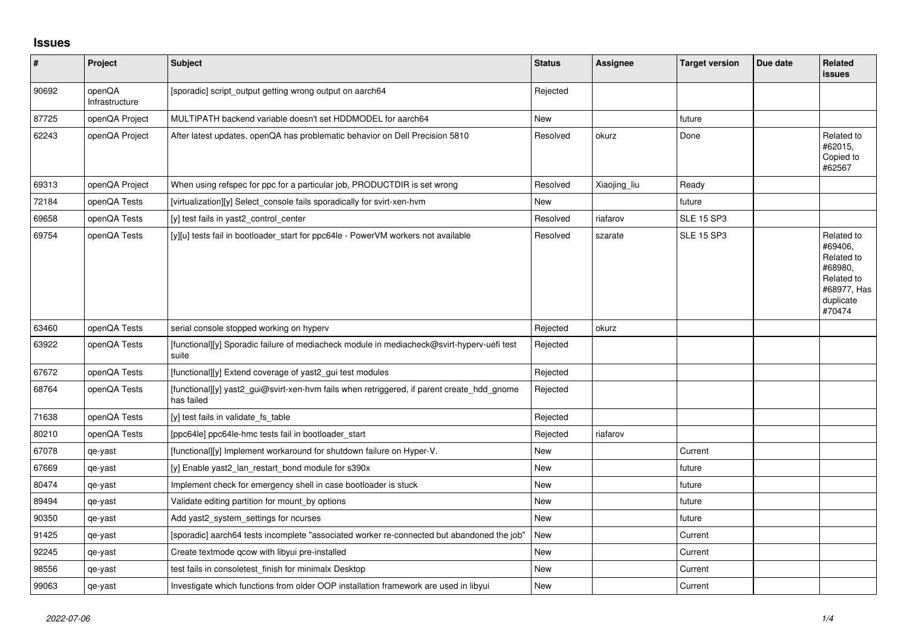## Issues

| # | Project | Subject | Status | Assignee | Target version | Due date | Related issues |
|---|---|---|---|---|---|---|---|
| 90692 | openQA Infrastructure | [sporadic] script_output getting wrong output on aarch64 | Rejected | | | | |
| 87725 | openQA Project | MULTIPATH backend variable doesn't set HDDMODEL for aarch64 | New | | future | | |
| 62243 | openQA Project | After latest updates, openQA has problematic behavior on Dell Precision 5810 | Resolved | okurz | Done | | Related to #62015, Copied to #62567 |
| 69313 | openQA Project | When using refspec for ppc for a particular job, PRODUCTDIR is set wrong | Resolved | Xiaojing_liu | Ready | | |
| 72184 | openQA Tests | [virtualization][y] Select_console fails sporadically for svirt-xen-hvm | New | | future | | |
| 69658 | openQA Tests | [y] test fails in yast2_control_center | Resolved | riafarov | SLE 15 SP3 | | |
| 69754 | openQA Tests | [y][u] tests fail in bootloader_start for ppc64le - PowerVM workers not available | Resolved | szarate | SLE 15 SP3 | | Related to #69406, Related to #68980, Related to #68977, Has duplicate #70474 |
| 63460 | openQA Tests | serial console stopped working on hyperv | Rejected | okurz | | | |
| 63922 | openQA Tests | [functional][y] Sporadic failure of mediacheck module in mediacheck@svirt-hyperv-uefi test suite | Rejected | | | | |
| 67672 | openQA Tests | [functional][y] Extend coverage of yast2_gui test modules | Rejected | | | | |
| 68764 | openQA Tests | [functional][y] yast2_gui@svirt-xen-hvm fails when retriggered, if parent create_hdd_gnome has failed | Rejected | | | | |
| 71638 | openQA Tests | [y] test fails in validate_fs_table | Rejected | | | | |
| 80210 | openQA Tests | [ppc64le] ppc64le-hmc tests fail in bootloader_start | Rejected | riafarov | | | |
| 67078 | qe-yast | [functional][y] Implement workaround for shutdown failure on Hyper-V. | New | | Current | | |
| 67669 | qe-yast | [y] Enable yast2_lan_restart_bond module for s390x | New | | future | | |
| 80474 | qe-yast | Implement check for emergency shell in case bootloader is stuck | New | | future | | |
| 89494 | qe-yast | Validate editing partition for mount_by options | New | | future | | |
| 90350 | qe-yast | Add yast2_system_settings for ncurses | New | | future | | |
| 91425 | qe-yast | [sporadic] aarch64 tests incomplete "associated worker re-connected but abandoned the job" | New | | Current | | |
| 92245 | qe-yast | Create textmode qcow with libyui pre-installed | New | | Current | | |
| 98556 | qe-yast | test fails in consoletest_finish for minimalx Desktop | New | | Current | | |
| 99063 | qe-yast | Investigate which functions from older OOP installation framework are used in libyui | New | | Current | | |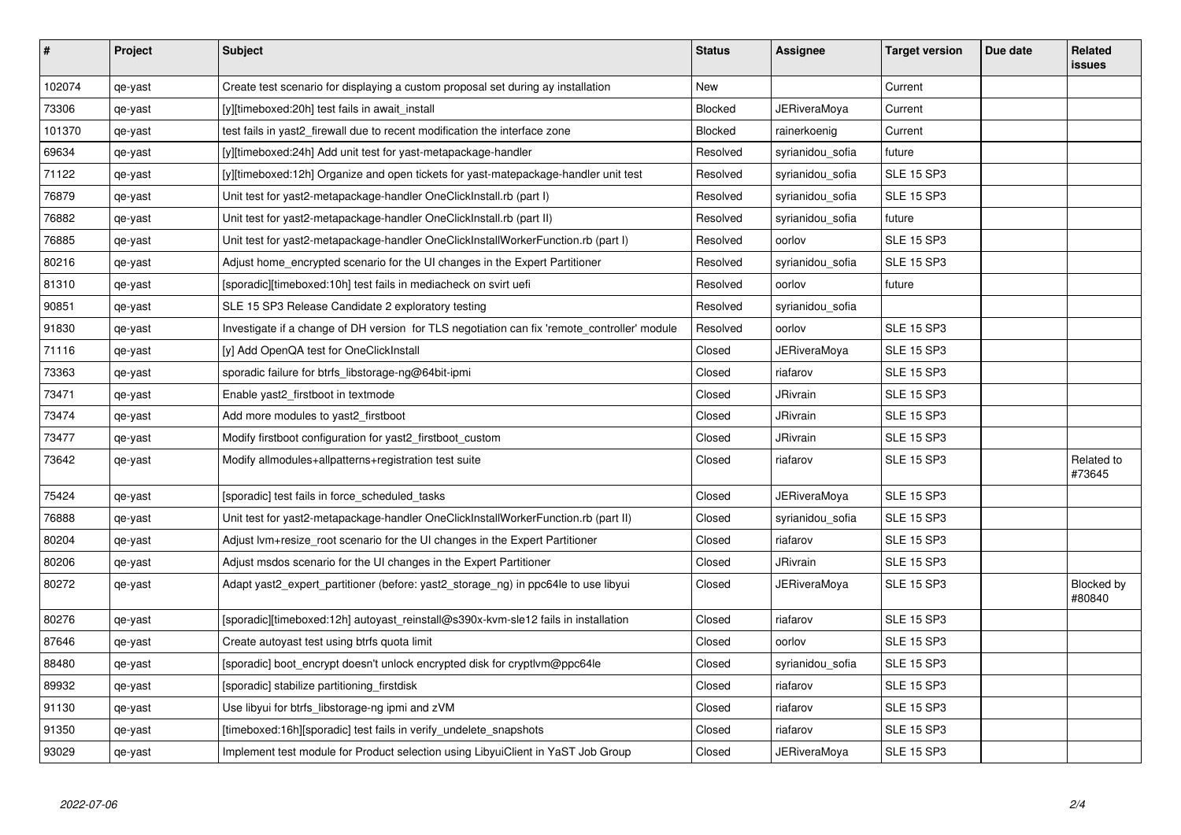| # | Project | Subject | Status | Assignee | Target version | Due date | Related issues |
|---|---|---|---|---|---|---|---|
| 102074 | qe-yast | Create test scenario for displaying a custom proposal set during ay installation | New | | Current | | |
| 73306 | qe-yast | [y][timeboxed:20h] test fails in await_install | Blocked | JERiveraMoya | Current | | |
| 101370 | qe-yast | test fails in yast2_firewall due to recent modification the interface zone | Blocked | rainerkoenig | Current | | |
| 69634 | qe-yast | [y][timeboxed:24h] Add unit test for yast-metapackage-handler | Resolved | syrianidou_sofia | future | | |
| 71122 | qe-yast | [y][timeboxed:12h] Organize and open tickets for yast-matepackage-handler unit test | Resolved | syrianidou_sofia | SLE 15 SP3 | | |
| 76879 | qe-yast | Unit test for yast2-metapackage-handler OneClickInstall.rb (part I) | Resolved | syrianidou_sofia | SLE 15 SP3 | | |
| 76882 | qe-yast | Unit test for yast2-metapackage-handler OneClickInstall.rb (part II) | Resolved | syrianidou_sofia | future | | |
| 76885 | qe-yast | Unit test for yast2-metapackage-handler OneClickInstallWorkerFunction.rb (part I) | Resolved | oorlov | SLE 15 SP3 | | |
| 80216 | qe-yast | Adjust home_encrypted scenario for the UI changes in the Expert Partitioner | Resolved | syrianidou_sofia | SLE 15 SP3 | | |
| 81310 | qe-yast | [sporadic][timeboxed:10h] test fails in mediacheck on svirt uefi | Resolved | oorlov | future | | |
| 90851 | qe-yast | SLE 15 SP3 Release Candidate 2 exploratory testing | Resolved | syrianidou_sofia | | | |
| 91830 | qe-yast | Investigate if a change of DH version for TLS negotiation can fix 'remote_controller' module | Resolved | oorlov | SLE 15 SP3 | | |
| 71116 | qe-yast | [y] Add OpenQA test for OneClickInstall | Closed | JERiveraMoya | SLE 15 SP3 | | |
| 73363 | qe-yast | sporadic failure for btrfs_libstorage-ng@64bit-ipmi | Closed | riafarov | SLE 15 SP3 | | |
| 73471 | qe-yast | Enable yast2_firstboot in textmode | Closed | JRivrain | SLE 15 SP3 | | |
| 73474 | qe-yast | Add more modules to yast2_firstboot | Closed | JRivrain | SLE 15 SP3 | | |
| 73477 | qe-yast | Modify firstboot configuration for yast2_firstboot_custom | Closed | JRivrain | SLE 15 SP3 | | |
| 73642 | qe-yast | Modify allmodules+allpatterns+registration test suite | Closed | riafarov | SLE 15 SP3 | | Related to #73645 |
| 75424 | qe-yast | [sporadic] test fails in force_scheduled_tasks | Closed | JERiveraMoya | SLE 15 SP3 | | |
| 76888 | qe-yast | Unit test for yast2-metapackage-handler OneClickInstallWorkerFunction.rb (part II) | Closed | syrianidou_sofia | SLE 15 SP3 | | |
| 80204 | qe-yast | Adjust lvm+resize_root scenario for the UI changes in the Expert Partitioner | Closed | riafarov | SLE 15 SP3 | | |
| 80206 | qe-yast | Adjust msdos scenario for the UI changes in the Expert Partitioner | Closed | JRivrain | SLE 15 SP3 | | |
| 80272 | qe-yast | Adapt yast2_expert_partitioner (before: yast2_storage_ng) in ppc64le to use libyui | Closed | JERiveraMoya | SLE 15 SP3 | | Blocked by #80840 |
| 80276 | qe-yast | [sporadic][timeboxed:12h] autoyast_reinstall@s390x-kvm-sle12 fails in installation | Closed | riafarov | SLE 15 SP3 | | |
| 87646 | qe-yast | Create autoyast test using btrfs quota limit | Closed | oorlov | SLE 15 SP3 | | |
| 88480 | qe-yast | [sporadic] boot_encrypt doesn't unlock encrypted disk for cryptlvm@ppc64le | Closed | syrianidou_sofia | SLE 15 SP3 | | |
| 89932 | qe-yast | [sporadic] stabilize partitioning_firstdisk | Closed | riafarov | SLE 15 SP3 | | |
| 91130 | qe-yast | Use libyui for btrfs_libstorage-ng ipmi and zVM | Closed | riafarov | SLE 15 SP3 | | |
| 91350 | qe-yast | [timeboxed:16h][sporadic] test fails in verify_undelete_snapshots | Closed | riafarov | SLE 15 SP3 | | |
| 93029 | qe-yast | Implement test module for Product selection using LibyuiClient in YaST Job Group | Closed | JERiveraMoya | SLE 15 SP3 | | |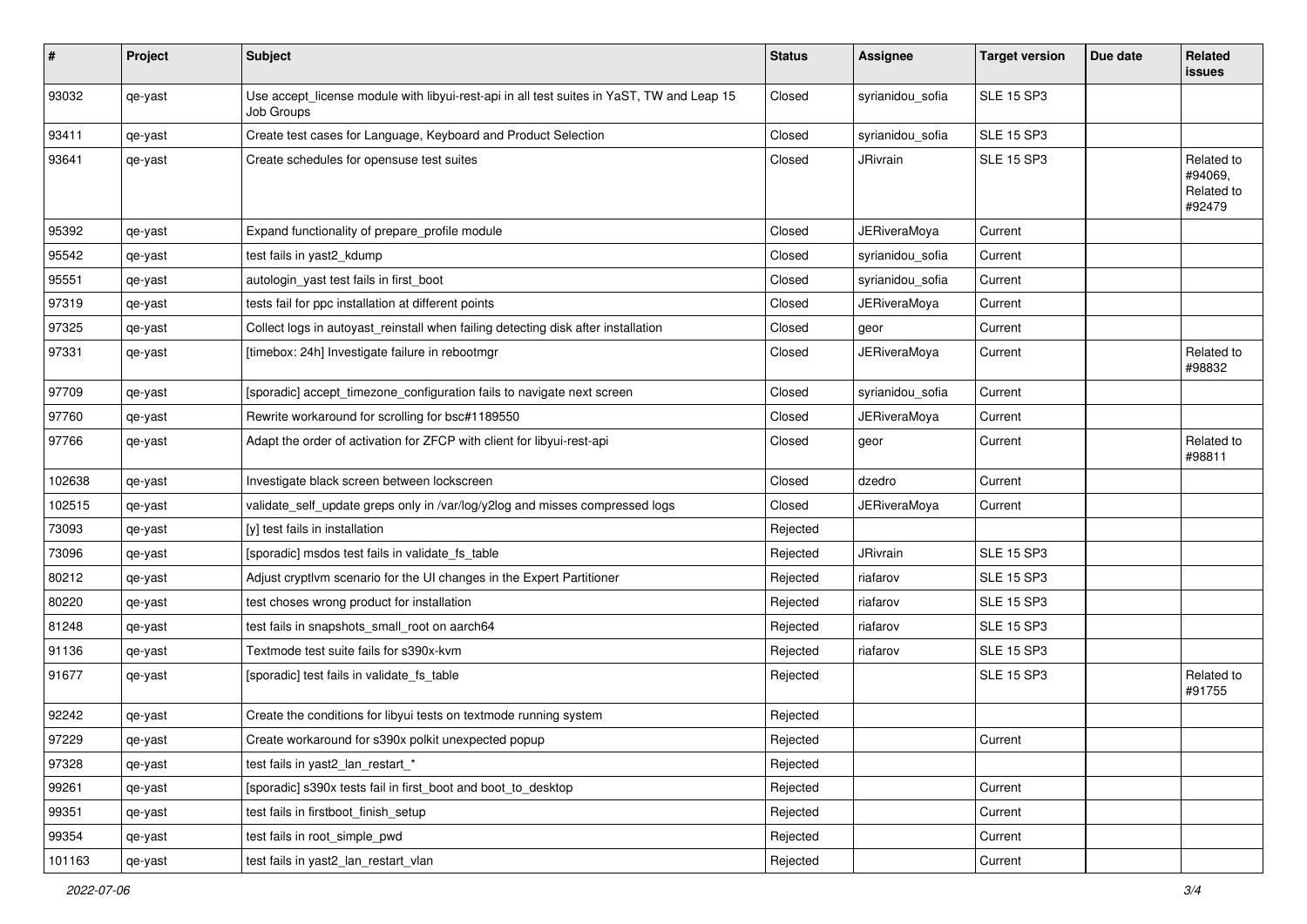| # | Project | Subject | Status | Assignee | Target version | Due date | Related issues |
|---|---|---|---|---|---|---|---|
| 93032 | qe-yast | Use accept_license module with libyui-rest-api in all test suites in YaST, TW and Leap 15 Job Groups | Closed | syrianidou_sofia | SLE 15 SP3 | | |
| 93411 | qe-yast | Create test cases for Language, Keyboard and Product Selection | Closed | syrianidou_sofia | SLE 15 SP3 | | |
| 93641 | qe-yast | Create schedules for opensuse test suites | Closed | JRivrain | SLE 15 SP3 | | Related to #94069, Related to #92479 |
| 95392 | qe-yast | Expand functionality of prepare_profile module | Closed | JERiveraMoya | Current | | |
| 95542 | qe-yast | test fails in yast2_kdump | Closed | syrianidou_sofia | Current | | |
| 95551 | qe-yast | autologin_yast test fails in first_boot | Closed | syrianidou_sofia | Current | | |
| 97319 | qe-yast | tests fail for ppc installation at different points | Closed | JERiveraMoya | Current | | |
| 97325 | qe-yast | Collect logs in autoyast_reinstall when failing detecting disk after installation | Closed | geor | Current | | |
| 97331 | qe-yast | [timebox: 24h] Investigate failure in rebootmgr | Closed | JERiveraMoya | Current | | Related to #98832 |
| 97709 | qe-yast | [sporadic] accept_timezone_configuration fails to navigate next screen | Closed | syrianidou_sofia | Current | | |
| 97760 | qe-yast | Rewrite workaround for scrolling for bsc#1189550 | Closed | JERiveraMoya | Current | | |
| 97766 | qe-yast | Adapt the order of activation for ZFCP with client for libyui-rest-api | Closed | geor | Current | | Related to #98811 |
| 102638 | qe-yast | Investigate black screen between lockscreen | Closed | dzedro | Current | | |
| 102515 | qe-yast | validate_self_update greps only in /var/log/y2log and misses compressed logs | Closed | JERiveraMoya | Current | | |
| 73093 | qe-yast | [y] test fails in installation | Rejected | | | | |
| 73096 | qe-yast | [sporadic] msdos test fails in validate_fs_table | Rejected | JRivrain | SLE 15 SP3 | | |
| 80212 | qe-yast | Adjust cryptlvm scenario for the UI changes in the Expert Partitioner | Rejected | riafarov | SLE 15 SP3 | | |
| 80220 | qe-yast | test choses wrong product for installation | Rejected | riafarov | SLE 15 SP3 | | |
| 81248 | qe-yast | test fails in snapshots_small_root on aarch64 | Rejected | riafarov | SLE 15 SP3 | | |
| 91136 | qe-yast | Textmode test suite fails for s390x-kvm | Rejected | riafarov | SLE 15 SP3 | | |
| 91677 | qe-yast | [sporadic] test fails in validate_fs_table | Rejected | | SLE 15 SP3 | | Related to #91755 |
| 92242 | qe-yast | Create the conditions for libyui tests on textmode running system | Rejected | | | | |
| 97229 | qe-yast | Create workaround for s390x polkit unexpected popup | Rejected | | Current | | |
| 97328 | qe-yast | test fails in yast2_lan_restart_* | Rejected | | | | |
| 99261 | qe-yast | [sporadic] s390x tests fail in first_boot and boot_to_desktop | Rejected | | Current | | |
| 99351 | qe-yast | test fails in firstboot_finish_setup | Rejected | | Current | | |
| 99354 | qe-yast | test fails in root_simple_pwd | Rejected | | Current | | |
| 101163 | qe-yast | test fails in yast2_lan_restart_vlan | Rejected | | Current | | |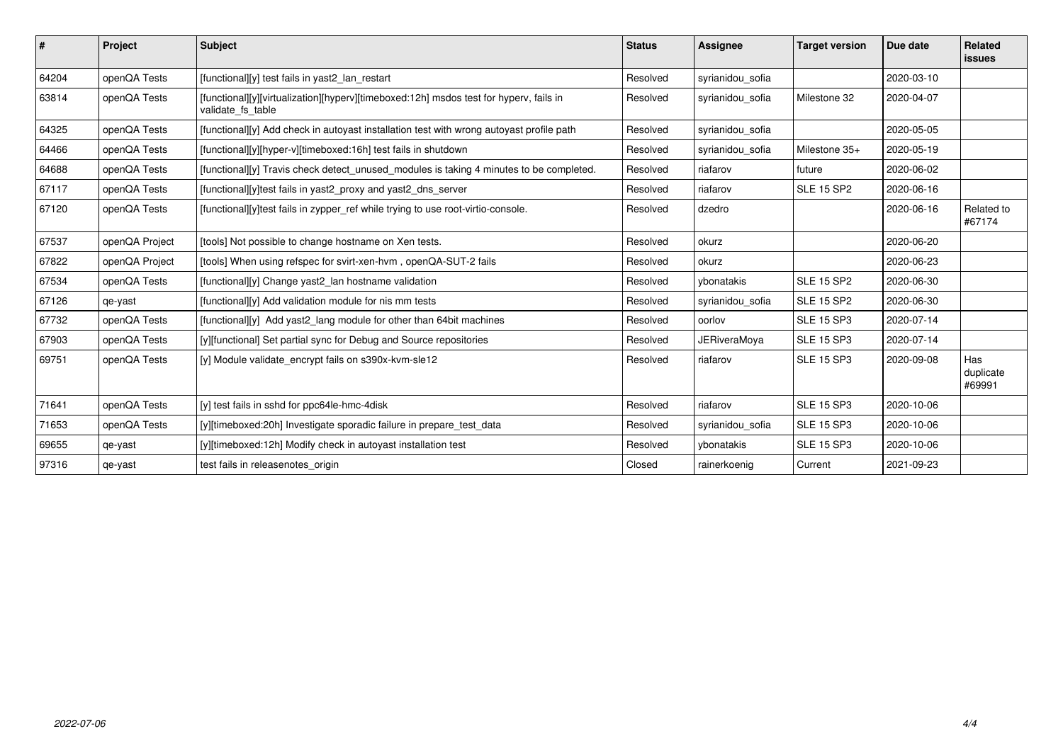| # | Project | Subject | Status | Assignee | Target version | Due date | Related issues |
|---|---|---|---|---|---|---|---|
| 64204 | openQA Tests | [functional][y] test fails in yast2_lan_restart | Resolved | syrianidou_sofia | | 2020-03-10 | |
| 63814 | openQA Tests | [functional][y][virtualization][hyperv][timeboxed:12h] msdos test for hyperv, fails in validate_fs_table | Resolved | syrianidou_sofia | Milestone 32 | 2020-04-07 | |
| 64325 | openQA Tests | [functional][y] Add check in autoyast installation test with wrong autoyast profile path | Resolved | syrianidou_sofia | | 2020-05-05 | |
| 64466 | openQA Tests | [functional][y][hyper-v][timeboxed:16h] test fails in shutdown | Resolved | syrianidou_sofia | Milestone 35+ | 2020-05-19 | |
| 64688 | openQA Tests | [functional][y] Travis check detect_unused_modules is taking 4 minutes to be completed. | Resolved | riafarov | future | 2020-06-02 | |
| 67117 | openQA Tests | [functional][y]test fails in yast2_proxy and yast2_dns_server | Resolved | riafarov | SLE 15 SP2 | 2020-06-16 | |
| 67120 | openQA Tests | [functional][y]test fails in zypper_ref while trying to use root-virtio-console. | Resolved | dzedro | | 2020-06-16 | Related to #67174 |
| 67537 | openQA Project | [tools] Not possible to change hostname on Xen tests. | Resolved | okurz | | 2020-06-20 | |
| 67822 | openQA Project | [tools] When using refspec for svirt-xen-hvm , openQA-SUT-2 fails | Resolved | okurz | | 2020-06-23 | |
| 67534 | openQA Tests | [functional][y] Change yast2_lan hostname validation | Resolved | ybonatakis | SLE 15 SP2 | 2020-06-30 | |
| 67126 | qe-yast | [functional][y] Add validation module for nis mm tests | Resolved | syrianidou_sofia | SLE 15 SP2 | 2020-06-30 | |
| 67732 | openQA Tests | [functional][y] Add yast2_lang module for other than 64bit machines | Resolved | oorlov | SLE 15 SP3 | 2020-07-14 | |
| 67903 | openQA Tests | [y][functional] Set partial sync for Debug and Source repositories | Resolved | JERiveraMoya | SLE 15 SP3 | 2020-07-14 | |
| 69751 | openQA Tests | [y] Module validate_encrypt fails on s390x-kvm-sle12 | Resolved | riafarov | SLE 15 SP3 | 2020-09-08 | Has duplicate #69991 |
| 71641 | openQA Tests | [y] test fails in sshd for ppc64le-hmc-4disk | Resolved | riafarov | SLE 15 SP3 | 2020-10-06 | |
| 71653 | openQA Tests | [y][timeboxed:20h] Investigate sporadic failure in prepare_test_data | Resolved | syrianidou_sofia | SLE 15 SP3 | 2020-10-06 | |
| 69655 | qe-yast | [y][timeboxed:12h] Modify check in autoyast installation test | Resolved | ybonatakis | SLE 15 SP3 | 2020-10-06 | |
| 97316 | qe-yast | test fails in releasenotes_origin | Closed | rainerkoenig | Current | 2021-09-23 | |